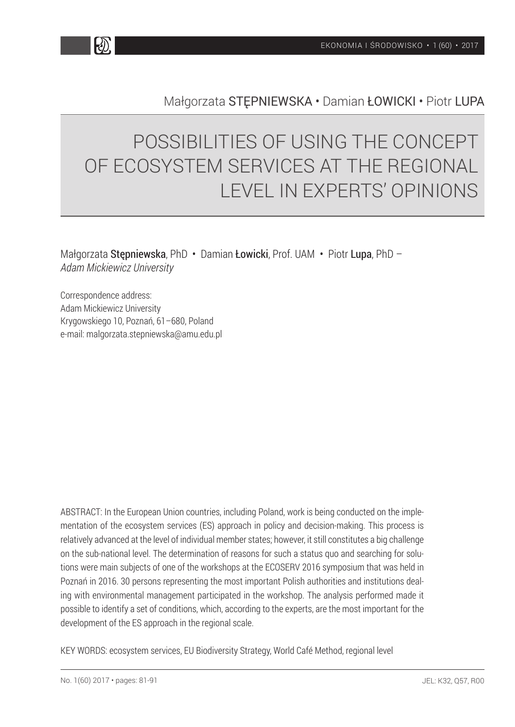Małgorzata STĘPNIEWSKA • Damian ŁOWICKI • Piotr LUPA

# POSSIBILITIES OF USING THE CONCEPT OF ECOSYSTEM SERVICES AT THE REGIONAL LEVEL IN EXPERTS' OPINIONS

Małgorzata **Stępniewska**, PhD • Damian **Łowicki**, Prof. UAM • Piotr **Lupa**, PhD – *Adam Mickiewicz University*

Correspondence address:
Adam Mickiewicz University
Krygowskiego 10, Poznań, 61–680, Poland
e-mail: malgorzata.stepniewska@amu.edu.pl

ABSTRACT: In the European Union countries, including Poland, work is being conducted on the implementation of the ecosystem services (ES) approach in policy and decision-making. This process is relatively advanced at the level of individual member states; however, it still constitutes a big challenge on the sub-national level. The determination of reasons for such a status quo and searching for solutions were main subjects of one of the workshops at the ECOSERV 2016 symposium that was held in Poznań in 2016. 30 persons representing the most important Polish authorities and institutions dealing with environmental management participated in the workshop. The analysis performed made it possible to identify a set of conditions, which, according to the experts, are the most important for the development of the ES approach in the regional scale.

KEY WORDS: ecosystem services, EU Biodiversity Strategy, World Café Method, regional level

JEL: K32, Q57, R00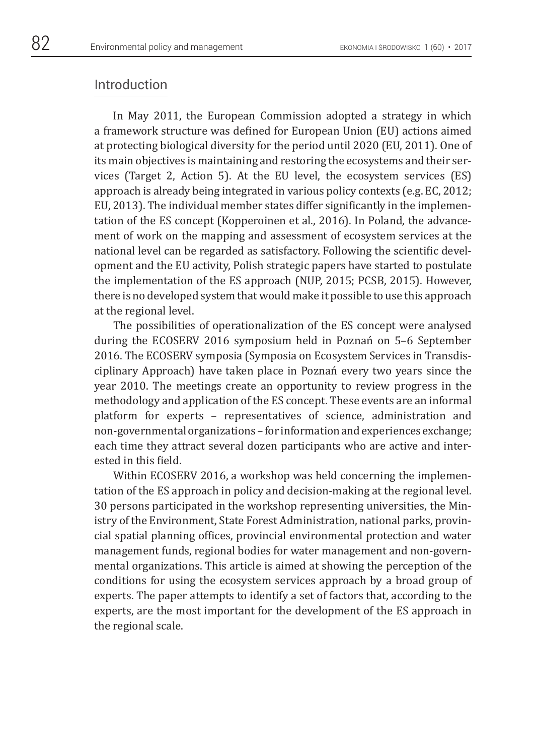## Introduction

In May 2011, the European Commission adopted a strategy in which a framework structure was defined for European Union (EU) actions aimed at protecting biological diversity for the period until 2020 (EU, 2011). One of its main objectives is maintaining and restoring the ecosystems and their services (Target 2, Action 5). At the EU level, the ecosystem services (ES) approach is already being integrated in various policy contexts (e.g. EC, 2012; EU, 2013). The individual member states differ significantly in the implementation of the ES concept (Kopperoinen et al., 2016). In Poland, the advancement of work on the mapping and assessment of ecosystem services at the national level can be regarded as satisfactory. Following the scientific development and the EU activity, Polish strategic papers have started to postulate the implementation of the ES approach (NUP, 2015; PCSB, 2015). However, there is no developed system that would make it possible to use this approach at the regional level.

The possibilities of operationalization of the ES concept were analysed during the ECOSERV 2016 symposium held in Poznań on 5–6 September 2016. The ECOSERV symposia (Symposia on Ecosystem Services in Transdisciplinary Approach) have taken place in Poznań every two years since the year 2010. The meetings create an opportunity to review progress in the methodology and application of the ES concept. These events are an informal platform for experts – representatives of science, administration and non-governmental organizations – for information and experiences exchange; each time they attract several dozen participants who are active and interested in this field.

Within ECOSERV 2016, a workshop was held concerning the implementation of the ES approach in policy and decision-making at the regional level. 30 persons participated in the workshop representing universities, the Ministry of the Environment, State Forest Administration, national parks, provincial spatial planning offices, provincial environmental protection and water management funds, regional bodies for water management and non-governmental organizations. This article is aimed at showing the perception of the conditions for using the ecosystem services approach by a broad group of experts. The paper attempts to identify a set of factors that, according to the experts, are the most important for the development of the ES approach in the regional scale.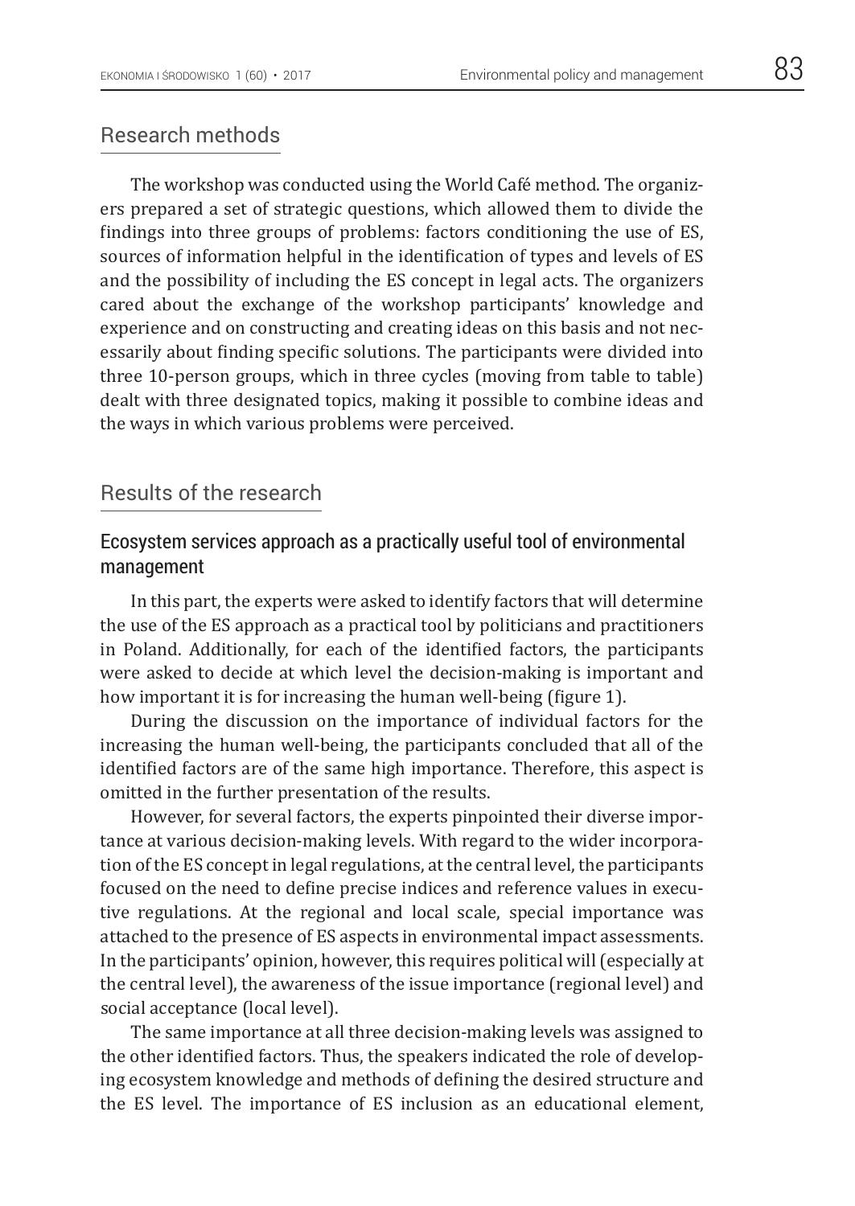## Research methods

The workshop was conducted using the World Café method. The organizers prepared a set of strategic questions, which allowed them to divide the findings into three groups of problems: factors conditioning the use of ES, sources of information helpful in the identification of types and levels of ES and the possibility of including the ES concept in legal acts. The organizers cared about the exchange of the workshop participants' knowledge and experience and on constructing and creating ideas on this basis and not necessarily about finding specific solutions. The participants were divided into three 10-person groups, which in three cycles (moving from table to table) dealt with three designated topics, making it possible to combine ideas and the ways in which various problems were perceived.

## Results of the research

### Ecosystem services approach as a practically useful tool of environmental management

In this part, the experts were asked to identify factors that will determine the use of the ES approach as a practical tool by politicians and practitioners in Poland. Additionally, for each of the identified factors, the participants were asked to decide at which level the decision-making is important and how important it is for increasing the human well-being (figure 1).

During the discussion on the importance of individual factors for the increasing the human well-being, the participants concluded that all of the identified factors are of the same high importance. Therefore, this aspect is omitted in the further presentation of the results.

However, for several factors, the experts pinpointed their diverse importance at various decision-making levels. With regard to the wider incorporation of the ES concept in legal regulations, at the central level, the participants focused on the need to define precise indices and reference values in executive regulations. At the regional and local scale, special importance was attached to the presence of ES aspects in environmental impact assessments. In the participants' opinion, however, this requires political will (especially at the central level), the awareness of the issue importance (regional level) and social acceptance (local level).

The same importance at all three decision-making levels was assigned to the other identified factors. Thus, the speakers indicated the role of developing ecosystem knowledge and methods of defining the desired structure and the ES level. The importance of ES inclusion as an educational element,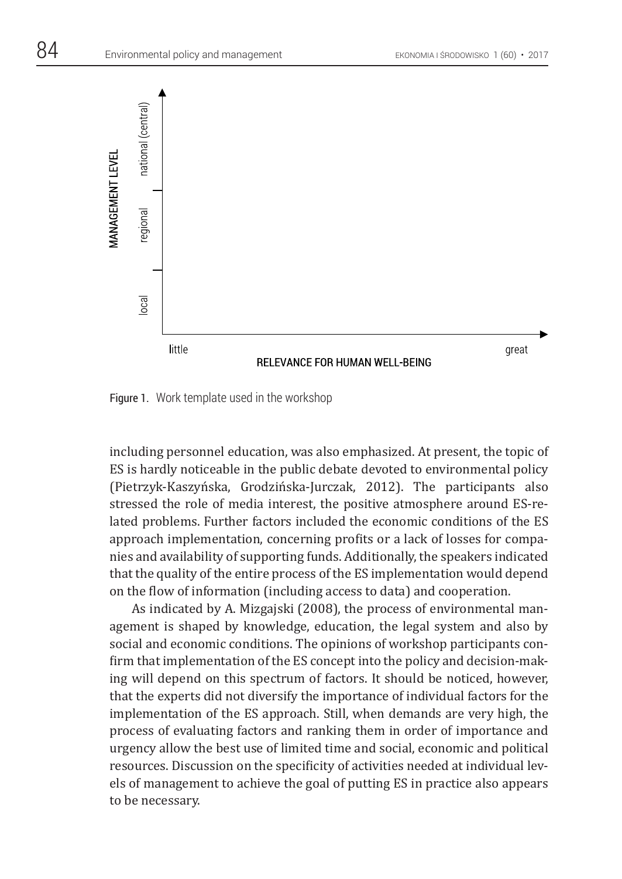Figure 1. Work template used in the workshop

including personnel education, was also emphasized. At present, the topic of ES is hardly noticeable in the public debate devoted to environmental policy (Pietrzyk-Kaszyńska, Grodzińska-Jurczak, 2012). The participants also stressed the role of media interest, the positive atmosphere around ES-related problems. Further factors included the economic conditions of the ES approach implementation, concerning profits or a lack of losses for companies and availability of supporting funds. Additionally, the speakers indicated that the quality of the entire process of the ES implementation would depend on the flow of information (including access to data) and cooperation.

As indicated by A. Mizgajski (2008), the process of environmental management is shaped by knowledge, education, the legal system and also by social and economic conditions. The opinions of workshop participants confirm that implementation of the ES concept into the policy and decision-making will depend on this spectrum of factors. It should be noticed, however, that the experts did not diversify the importance of individual factors for the implementation of the ES approach. Still, when demands are very high, the process of evaluating factors and ranking them in order of importance and urgency allow the best use of limited time and social, economic and political resources. Discussion on the specificity of activities needed at individual levels of management to achieve the goal of putting ES in practice also appears to be necessary.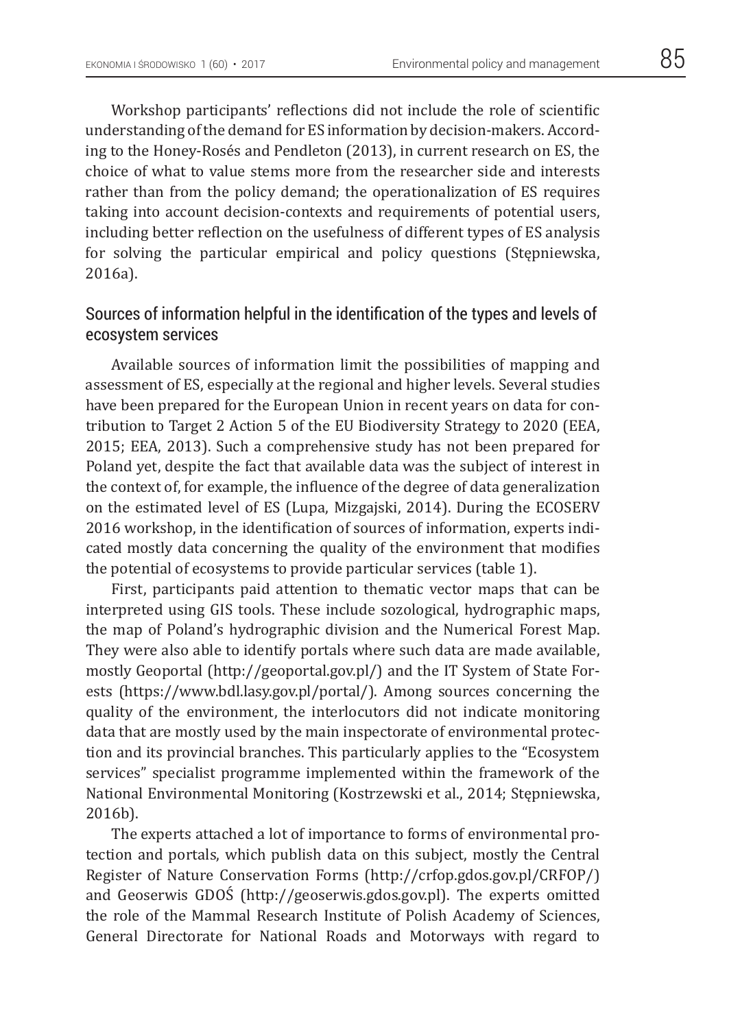Workshop participants' reflections did not include the role of scientific understanding of the demand for ES information by decision-makers. According to the Honey-Rosés and Pendleton (2013), in current research on ES, the choice of what to value stems more from the researcher side and interests rather than from the policy demand; the operationalization of ES requires taking into account decision-contexts and requirements of potential users, including better reflection on the usefulness of different types of ES analysis for solving the particular empirical and policy questions (Stępniewska, 2016a).

## Sources of information helpful in the identification of the types and levels of ecosystem services

Available sources of information limit the possibilities of mapping and assessment of ES, especially at the regional and higher levels. Several studies have been prepared for the European Union in recent years on data for contribution to Target 2 Action 5 of the EU Biodiversity Strategy to 2020 (EEA, 2015; EEA, 2013). Such a comprehensive study has not been prepared for Poland yet, despite the fact that available data was the subject of interest in the context of, for example, the influence of the degree of data generalization on the estimated level of ES (Lupa, Mizgajski, 2014). During the ECOSERV 2016 workshop, in the identification of sources of information, experts indicated mostly data concerning the quality of the environment that modifies the potential of ecosystems to provide particular services (table 1).

First, participants paid attention to thematic vector maps that can be interpreted using GIS tools. These include sozological, hydrographic maps, the map of Poland's hydrographic division and the Numerical Forest Map. They were also able to identify portals where such data are made available, mostly Geoportal (http://geoportal.gov.pl/) and the IT System of State Forests (https://www.bdl.lasy.gov.pl/portal/). Among sources concerning the quality of the environment, the interlocutors did not indicate monitoring data that are mostly used by the main inspectorate of environmental protection and its provincial branches. This particularly applies to the "Ecosystem services" specialist programme implemented within the framework of the National Environmental Monitoring (Kostrzewski et al., 2014; Stępniewska, 2016b).

The experts attached a lot of importance to forms of environmental protection and portals, which publish data on this subject, mostly the Central Register of Nature Conservation Forms (http://crfop.gdos.gov.pl/CRFOP/) and Geoserwis GDOŚ (http://geoserwis.gdos.gov.pl). The experts omitted the role of the Mammal Research Institute of Polish Academy of Sciences, General Directorate for National Roads and Motorways with regard to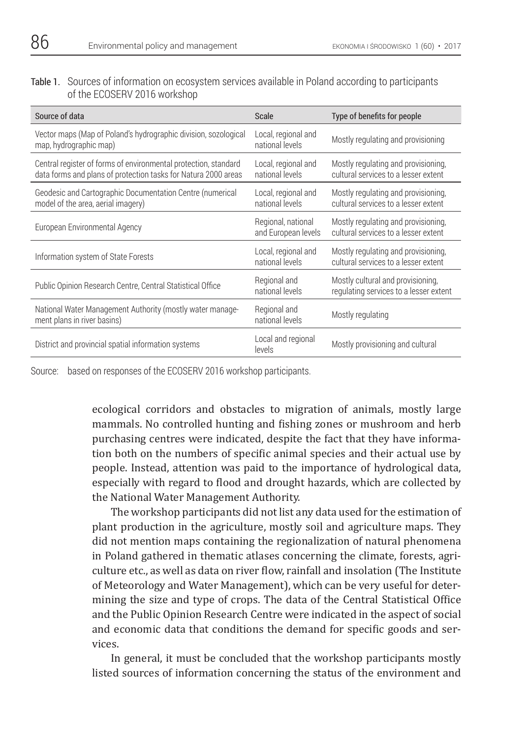Table 1. Sources of information on ecosystem services available in Poland according to participants of the ECOSERV 2016 workshop

| Source of data | Scale | Type of benefits for people |
|---|---|---|
| Vector maps (Map of Poland's hydrographic division, sozological map, hydrographic map) | Local, regional and national levels | Mostly regulating and provisioning |
| Central register of forms of environmental protection, standard data forms and plans of protection tasks for Natura 2000 areas | Local, regional and national levels | Mostly regulating and provisioning, cultural services to a lesser extent |
| Geodesic and Cartographic Documentation Centre (numerical model of the area, aerial imagery) | Local, regional and national levels | Mostly regulating and provisioning, cultural services to a lesser extent |
| European Environmental Agency | Regional, national and European levels | Mostly regulating and provisioning, cultural services to a lesser extent |
| Information system of State Forests | Local, regional and national levels | Mostly regulating and provisioning, cultural services to a lesser extent |
| Public Opinion Research Centre, Central Statistical Office | Regional and national levels | Mostly cultural and provisioning, regulating services to a lesser extent |
| National Water Management Authority (mostly water management plans in river basins) | Regional and national levels | Mostly regulating |
| District and provincial spatial information systems | Local and regional levels | Mostly provisioning and cultural |

Source: based on responses of the ECOSERV 2016 workshop participants.

ecological corridors and obstacles to migration of animals, mostly large mammals. No controlled hunting and fishing zones or mushroom and herb purchasing centres were indicated, despite the fact that they have information both on the numbers of specific animal species and their actual use by people. Instead, attention was paid to the importance of hydrological data, especially with regard to flood and drought hazards, which are collected by the National Water Management Authority.

The workshop participants did not list any data used for the estimation of plant production in the agriculture, mostly soil and agriculture maps. They did not mention maps containing the regionalization of natural phenomena in Poland gathered in thematic atlases concerning the climate, forests, agriculture etc., as well as data on river flow, rainfall and insolation (The Institute of Meteorology and Water Management), which can be very useful for determining the size and type of crops. The data of the Central Statistical Office and the Public Opinion Research Centre were indicated in the aspect of social and economic data that conditions the demand for specific goods and services.

In general, it must be concluded that the workshop participants mostly listed sources of information concerning the status of the environment and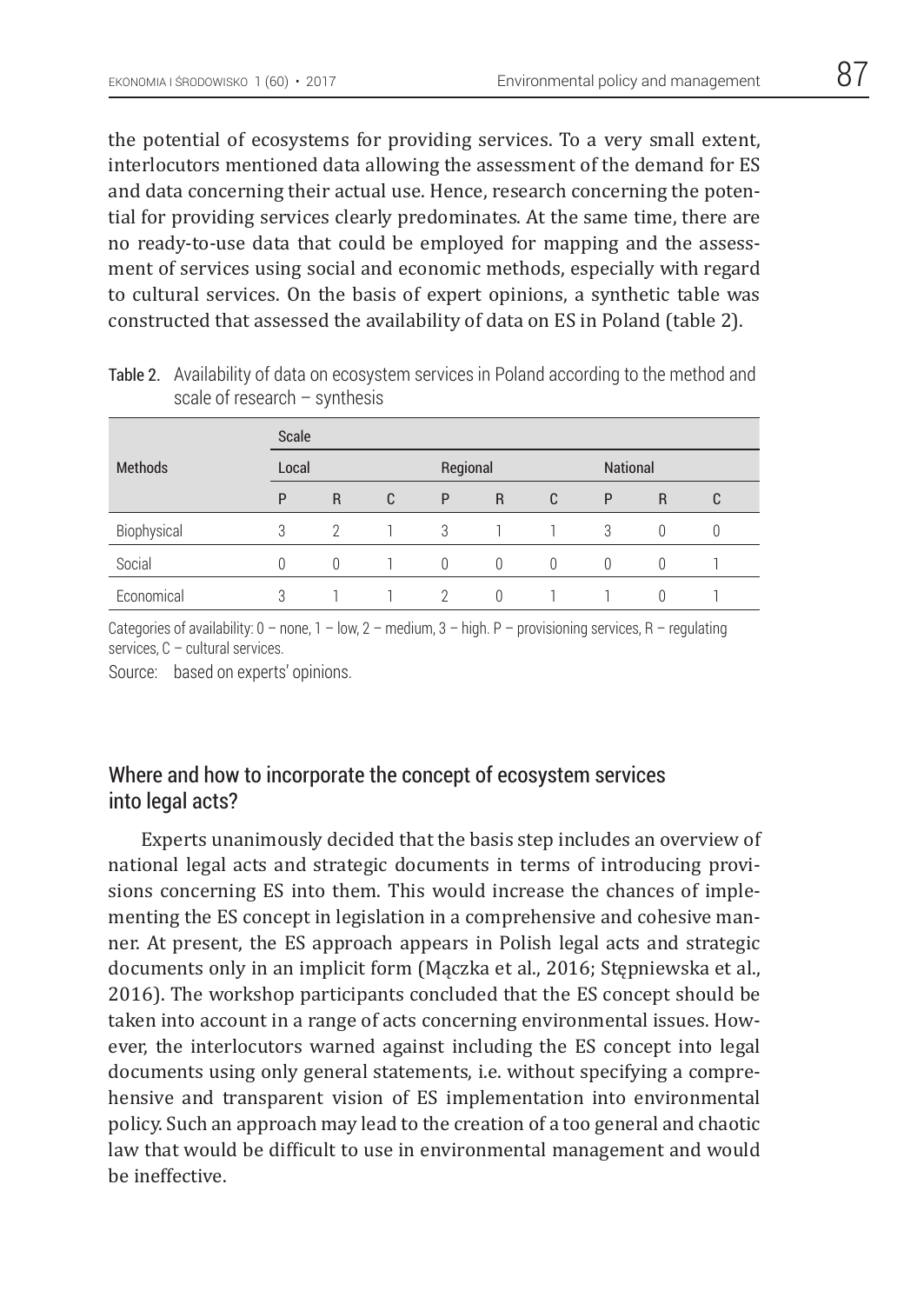the potential of ecosystems for providing services. To a very small extent, interlocutors mentioned data allowing the assessment of the demand for ES and data concerning their actual use. Hence, research concerning the potential for providing services clearly predominates. At the same time, there are no ready-to-use data that could be employed for mapping and the assessment of services using social and economic methods, especially with regard to cultural services. On the basis of expert opinions, a synthetic table was constructed that assessed the availability of data on ES in Poland (table 2).

Table 2. Availability of data on ecosystem services in Poland according to the method and scale of research – synthesis

| Methods | Scale | | | | | | | | |
|---|---|---|---|---|---|---|---|---|---|
| | Local | | | Regional | | | National | | |
| | P | R | C | P | R | C | P | R | C |
| Biophysical | 3 | 2 | 1 | 3 | 1 | 1 | 3 | 0 | 0 |
| Social | 0 | 0 | 1 | 0 | 0 | 0 | 0 | 0 | 1 |
| Economical | 3 | 1 | 1 | 2 | 0 | 1 | 1 | 0 | 1 |

Categories of availability: 0 – none, 1 – low, 2 – medium, 3 – high. P – provisioning services, R – regulating services, C – cultural services.

Source: based on experts' opinions.

## Where and how to incorporate the concept of ecosystem services into legal acts?

Experts unanimously decided that the basis step includes an overview of national legal acts and strategic documents in terms of introducing provisions concerning ES into them. This would increase the chances of implementing the ES concept in legislation in a comprehensive and cohesive manner. At present, the ES approach appears in Polish legal acts and strategic documents only in an implicit form (Mączka et al., 2016; Stępniewska et al., 2016). The workshop participants concluded that the ES concept should be taken into account in a range of acts concerning environmental issues. However, the interlocutors warned against including the ES concept into legal documents using only general statements, i.e. without specifying a comprehensive and transparent vision of ES implementation into environmental policy. Such an approach may lead to the creation of a too general and chaotic law that would be difficult to use in environmental management and would be ineffective.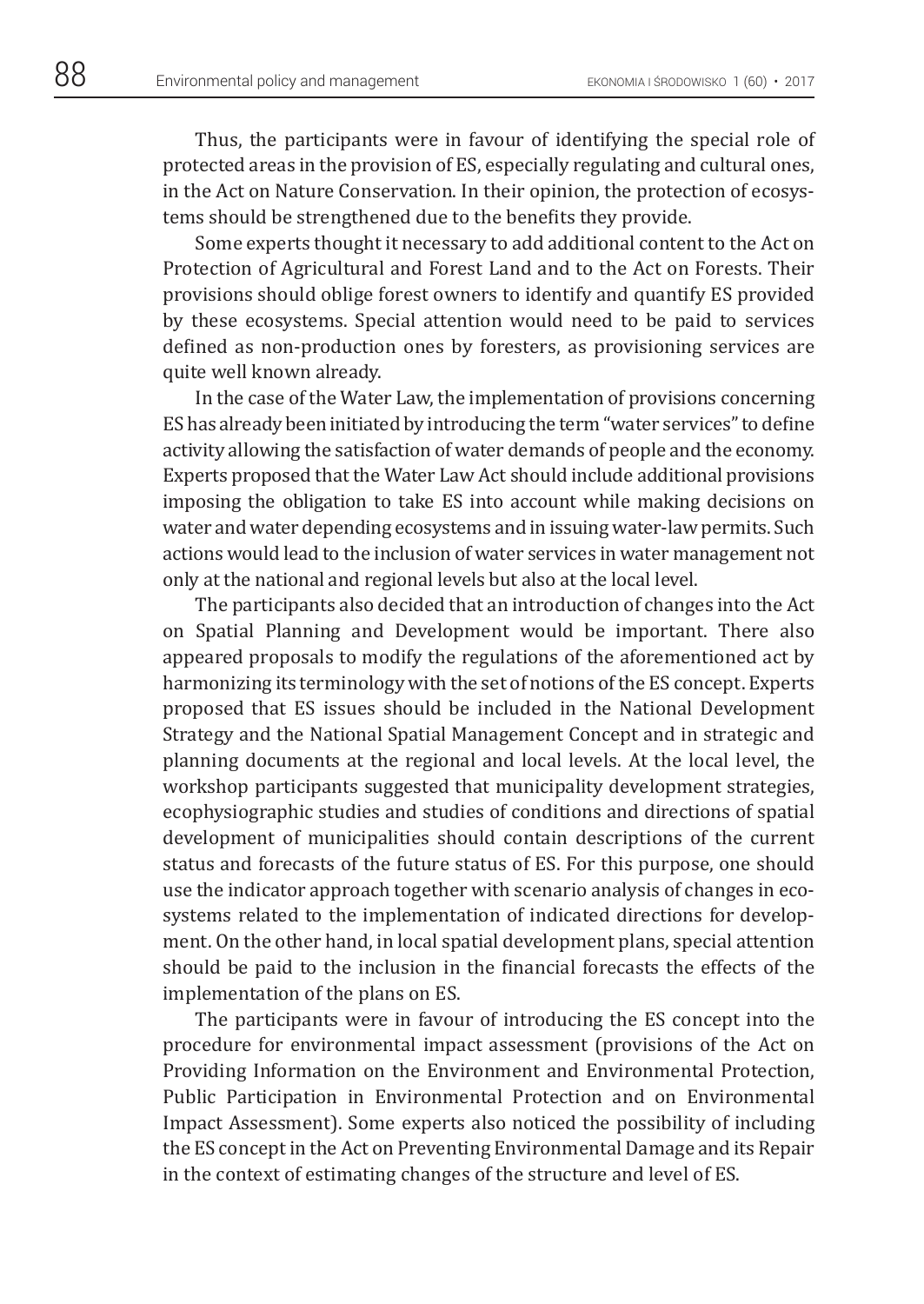Thus, the participants were in favour of identifying the special role of protected areas in the provision of ES, especially regulating and cultural ones, in the Act on Nature Conservation. In their opinion, the protection of ecosystems should be strengthened due to the benefits they provide.

Some experts thought it necessary to add additional content to the Act on Protection of Agricultural and Forest Land and to the Act on Forests. Their provisions should oblige forest owners to identify and quantify ES provided by these ecosystems. Special attention would need to be paid to services defined as non-production ones by foresters, as provisioning services are quite well known already.

In the case of the Water Law, the implementation of provisions concerning ES has already been initiated by introducing the term "water services" to define activity allowing the satisfaction of water demands of people and the economy. Experts proposed that the Water Law Act should include additional provisions imposing the obligation to take ES into account while making decisions on water and water depending ecosystems and in issuing water-law permits. Such actions would lead to the inclusion of water services in water management not only at the national and regional levels but also at the local level.

The participants also decided that an introduction of changes into the Act on Spatial Planning and Development would be important. There also appeared proposals to modify the regulations of the aforementioned act by harmonizing its terminology with the set of notions of the ES concept. Experts proposed that ES issues should be included in the National Development Strategy and the National Spatial Management Concept and in strategic and planning documents at the regional and local levels. At the local level, the workshop participants suggested that municipality development strategies, ecophysiographic studies and studies of conditions and directions of spatial development of municipalities should contain descriptions of the current status and forecasts of the future status of ES. For this purpose, one should use the indicator approach together with scenario analysis of changes in ecosystems related to the implementation of indicated directions for development. On the other hand, in local spatial development plans, special attention should be paid to the inclusion in the financial forecasts the effects of the implementation of the plans on ES.

The participants were in favour of introducing the ES concept into the procedure for environmental impact assessment (provisions of the Act on Providing Information on the Environment and Environmental Protection, Public Participation in Environmental Protection and on Environmental Impact Assessment). Some experts also noticed the possibility of including the ES concept in the Act on Preventing Environmental Damage and its Repair in the context of estimating changes of the structure and level of ES.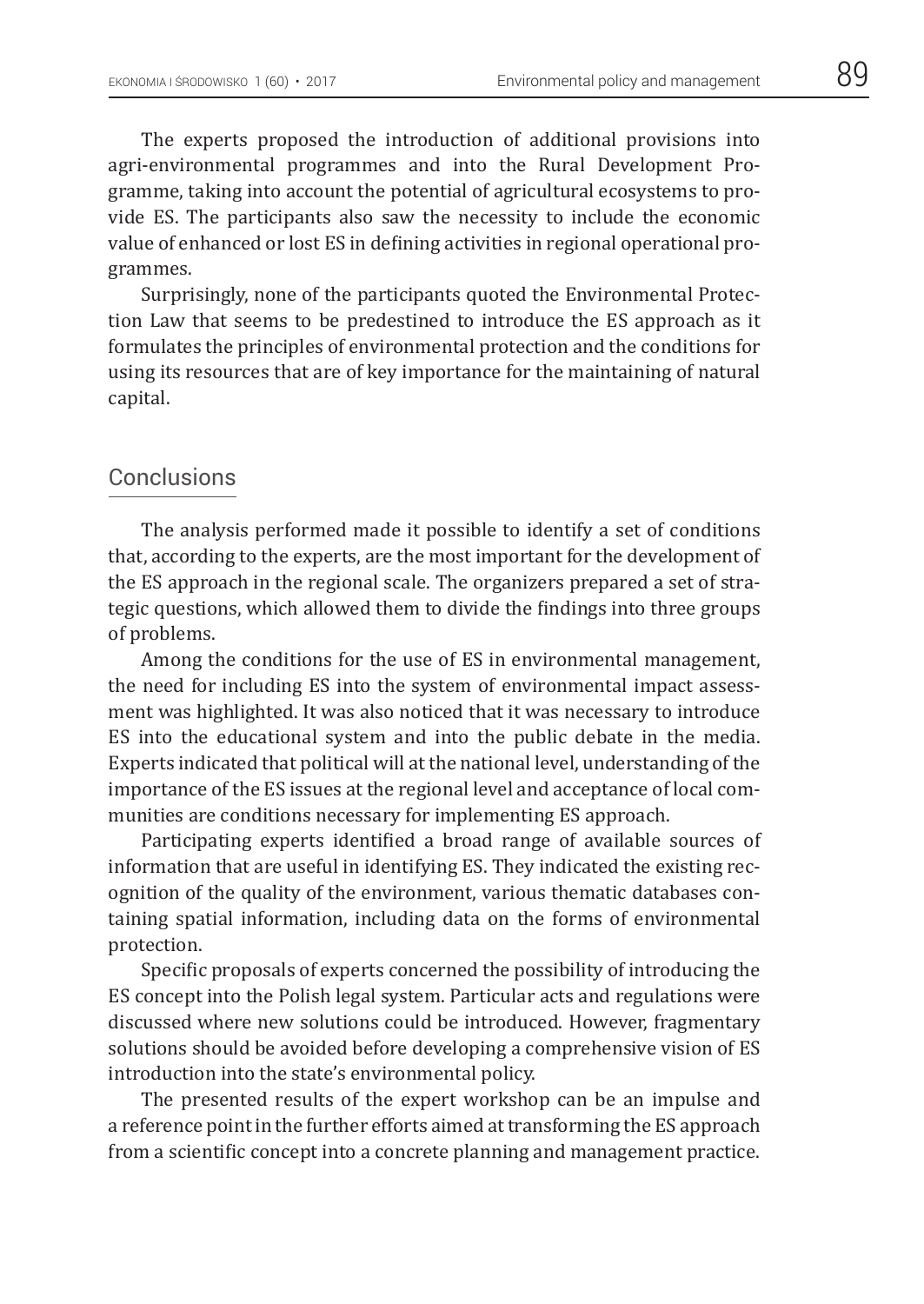The experts proposed the introduction of additional provisions into agri-environmental programmes and into the Rural Development Programme, taking into account the potential of agricultural ecosystems to provide ES. The participants also saw the necessity to include the economic value of enhanced or lost ES in defining activities in regional operational programmes.

Surprisingly, none of the participants quoted the Environmental Protection Law that seems to be predestined to introduce the ES approach as it formulates the principles of environmental protection and the conditions for using its resources that are of key importance for the maintaining of natural capital.

## Conclusions

The analysis performed made it possible to identify a set of conditions that, according to the experts, are the most important for the development of the ES approach in the regional scale. The organizers prepared a set of strategic questions, which allowed them to divide the findings into three groups of problems.

Among the conditions for the use of ES in environmental management, the need for including ES into the system of environmental impact assessment was highlighted. It was also noticed that it was necessary to introduce ES into the educational system and into the public debate in the media. Experts indicated that political will at the national level, understanding of the importance of the ES issues at the regional level and acceptance of local communities are conditions necessary for implementing ES approach.

Participating experts identified a broad range of available sources of information that are useful in identifying ES. They indicated the existing recognition of the quality of the environment, various thematic databases containing spatial information, including data on the forms of environmental protection.

Specific proposals of experts concerned the possibility of introducing the ES concept into the Polish legal system. Particular acts and regulations were discussed where new solutions could be introduced. However, fragmentary solutions should be avoided before developing a comprehensive vision of ES introduction into the state's environmental policy.

The presented results of the expert workshop can be an impulse and a reference point in the further efforts aimed at transforming the ES approach from a scientific concept into a concrete planning and management practice.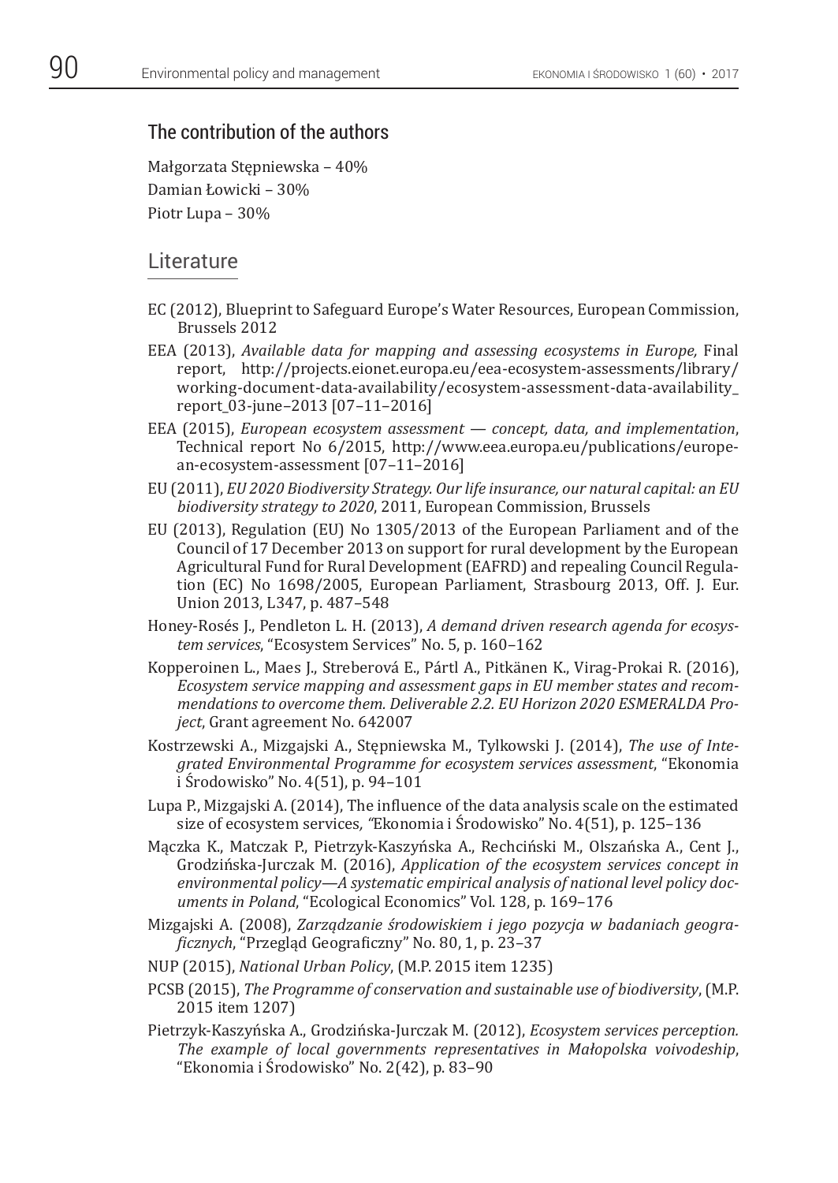## The contribution of the authors

Małgorzata Stępniewska – 40%
Damian Łowicki – 30%
Piotr Lupa – 30%

## Literature

EC (2012), Blueprint to Safeguard Europe's Water Resources, European Commission, Brussels 2012

EEA (2013), *Available data for mapping and assessing ecosystems in Europe,* Final report, http://projects.eionet.europa.eu/eea-ecosystem-assessments/library/working-document-data-availability/ecosystem-assessment-data-availability_report_03-june–2013 [07–11–2016]

EEA (2015), *European ecosystem assessment — concept, data, and implementation*, Technical report No 6/2015, http://www.eea.europa.eu/publications/european-ecosystem-assessment [07–11–2016]

EU (2011), *EU 2020 Biodiversity Strategy. Our life insurance, our natural capital: an EU biodiversity strategy to 2020*, 2011, European Commission, Brussels

EU (2013), Regulation (EU) No 1305/2013 of the European Parliament and of the Council of 17 December 2013 on support for rural development by the European Agricultural Fund for Rural Development (EAFRD) and repealing Council Regulation (EC) No 1698/2005, European Parliament, Strasbourg 2013, Off. J. Eur. Union 2013, L347, p. 487–548

Honey-Rosés J., Pendleton L. H. (2013), *A demand driven research agenda for ecosystem services*, "Ecosystem Services" No. 5, p. 160–162

Kopperoinen L., Maes J., Streberová E., Pártl A., Pitkänen K., Virag-Prokai R. (2016), *Ecosystem service mapping and assessment gaps in EU member states and recommendations to overcome them. Deliverable 2.2. EU Horizon 2020 ESMERALDA Project*, Grant agreement No. 642007

Kostrzewski A., Mizgajski A., Stępniewska M., Tylkowski J. (2014), *The use of Integrated Environmental Programme for ecosystem services assessment*, "Ekonomia i Środowisko" No. 4(51), p. 94–101

Lupa P., Mizgajski A. (2014), The influence of the data analysis scale on the estimated size of ecosystem services*, "*Ekonomia i Środowisko" No. 4(51), p. 125–136

Mączka K., Matczak P., Pietrzyk-Kaszyńska A., Rechciński M., Olszańska A., Cent J., Grodzińska-Jurczak M. (2016), *Application of the ecosystem services concept in environmental policy—A systematic empirical analysis of national level policy documents in Poland*, "Ecological Economics" Vol. 128, p. 169–176

Mizgajski A. (2008), *Zarządzanie środowiskiem i jego pozycja w badaniach geograficznych*, "Przegląd Geograficzny" No. 80, 1, p. 23–37

NUP (2015), *National Urban Policy*, (M.P. 2015 item 1235)

PCSB (2015), *The Programme of conservation and sustainable use of biodiversity*, (M.P. 2015 item 1207)

Pietrzyk-Kaszyńska A., Grodzińska-Jurczak M. (2012), *Ecosystem services perception. The example of local governments representatives in Małopolska voivodeship*, "Ekonomia i Środowisko" No. 2(42), p. 83–90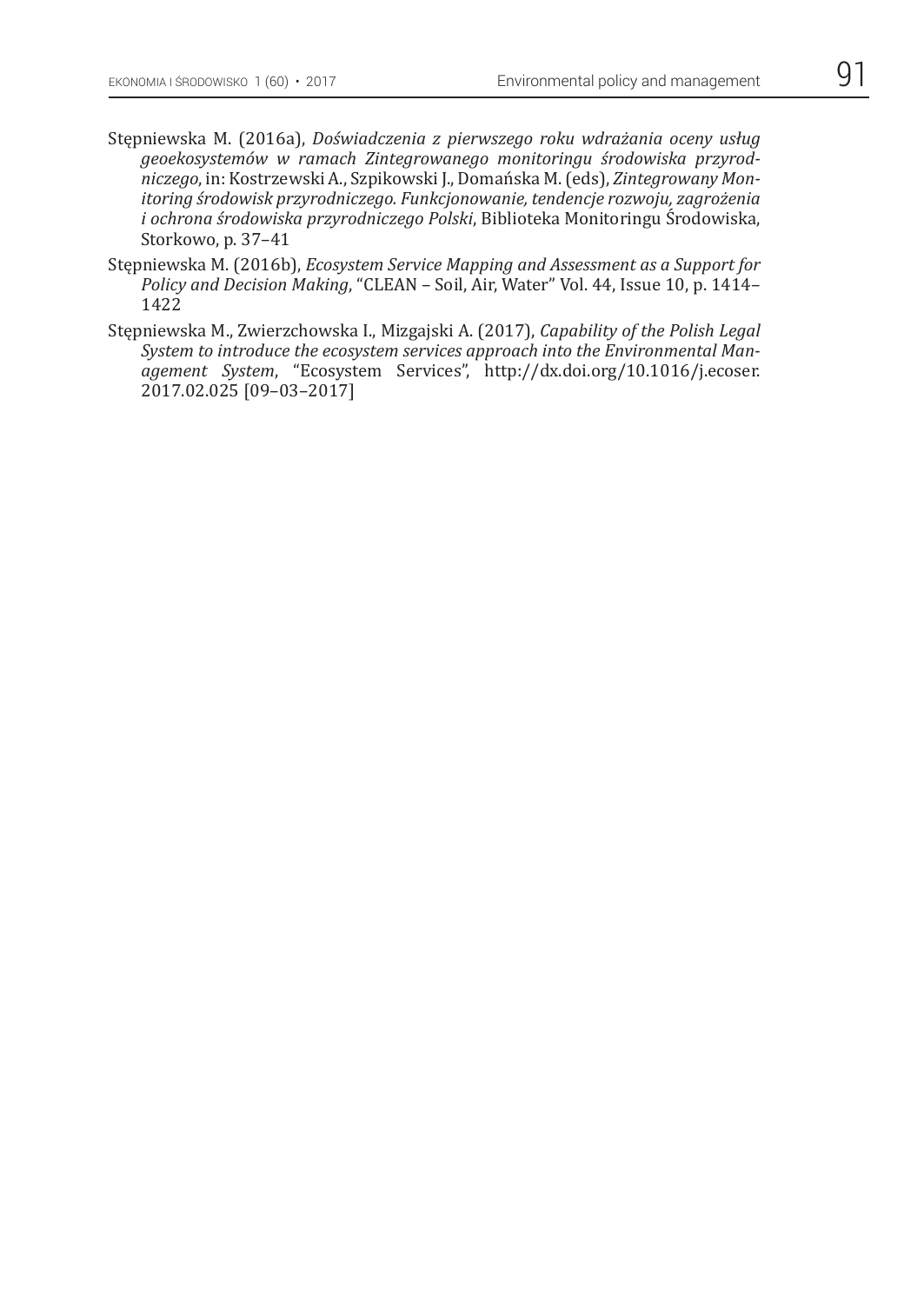Stępniewska M. (2016a), *Doświadczenia z pierwszego roku wdrażania oceny usług geoekosystemów w ramach Zintegrowanego monitoringu środowiska przyrodniczego*, in: Kostrzewski A., Szpikowski J., Domańska M. (eds), *Zintegrowany Monitoring środowisk przyrodniczego. Funkcjonowanie, tendencje rozwoju, zagrożenia i ochrona środowiska przyrodniczego Polski*, Biblioteka Monitoringu Środowiska, Storkowo, p. 37–41

Stępniewska M. (2016b), *Ecosystem Service Mapping and Assessment as a Support for Policy and Decision Making*, "CLEAN – Soil, Air, Water" Vol. 44, Issue 10, p. 1414–1422

Stępniewska M., Zwierzchowska I., Mizgajski A. (2017), *Capability of the Polish Legal System to introduce the ecosystem services approach into the Environmental Management System*, "Ecosystem Services", http://dx.doi.org/10.1016/j.ecoser.2017.02.025 [09–03–2017]